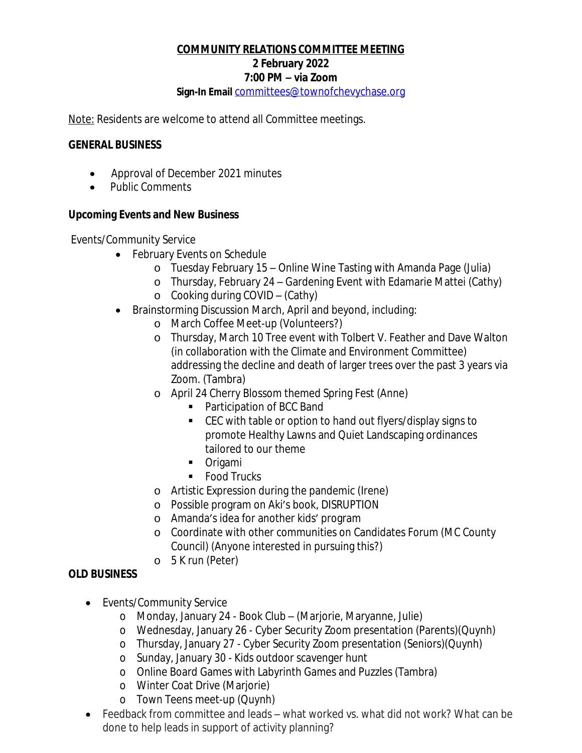# COMMUNITY RELATIONS COMMITTEE MEETING

**2 February 2022**

**7:00 PM – via Zoom**

**Sign-In Email** committees@townofchevychase.org

Note: Residents are welcome to attend all Committee meetings.

## GENERAL BUSINESS

- Approval of December 2021 minutes
- Public Comments

## Upcoming Events and New Business

Events/Community Service

- February Events on Schedule
  - Tuesday February 15 – Online Wine Tasting with Amanda Page (Julia)
  - Thursday, February 24 – Gardening Event with Edamarie Mattei (Cathy)
  - Cooking during COVID – (Cathy)
- Brainstorming Discussion March, April and beyond, including:
  - March Coffee Meet-up (Volunteers?)
  - Thursday, March 10 Tree event with Tolbert V. Feather and Dave Walton (in collaboration with the Climate and Environment Committee) addressing the decline and death of larger trees over the past 3 years via Zoom. (Tambra)
  - April 24 Cherry Blossom themed Spring Fest (Anne)
    - Participation of BCC Band
    - CEC with table or option to hand out flyers/display signs to promote Healthy Lawns and Quiet Landscaping ordinances tailored to our theme
    - Origami
    - Food Trucks
  - Artistic Expression during the pandemic (Irene)
  - Possible program on Aki's book, DISRUPTION
  - Amanda's idea for another kids' program
  - Coordinate with other communities on Candidates Forum (MC County Council) (Anyone interested in pursuing this?)
  - 5 K run (Peter)

## OLD BUSINESS

- Events/Community Service
  - Monday, January 24 - Book Club – (Marjorie, Maryanne, Julie)
  - Wednesday, January 26 - Cyber Security Zoom presentation (Parents)(Quynh)
  - Thursday, January 27 - Cyber Security Zoom presentation (Seniors)(Quynh)
  - Sunday, January 30 - Kids outdoor scavenger hunt
  - Online Board Games with Labyrinth Games and Puzzles (Tambra)
  - Winter Coat Drive (Marjorie)
  - Town Teens meet-up (Quynh)
- Feedback from committee and leads – what worked vs. what did not work? What can be done to help leads in support of activity planning?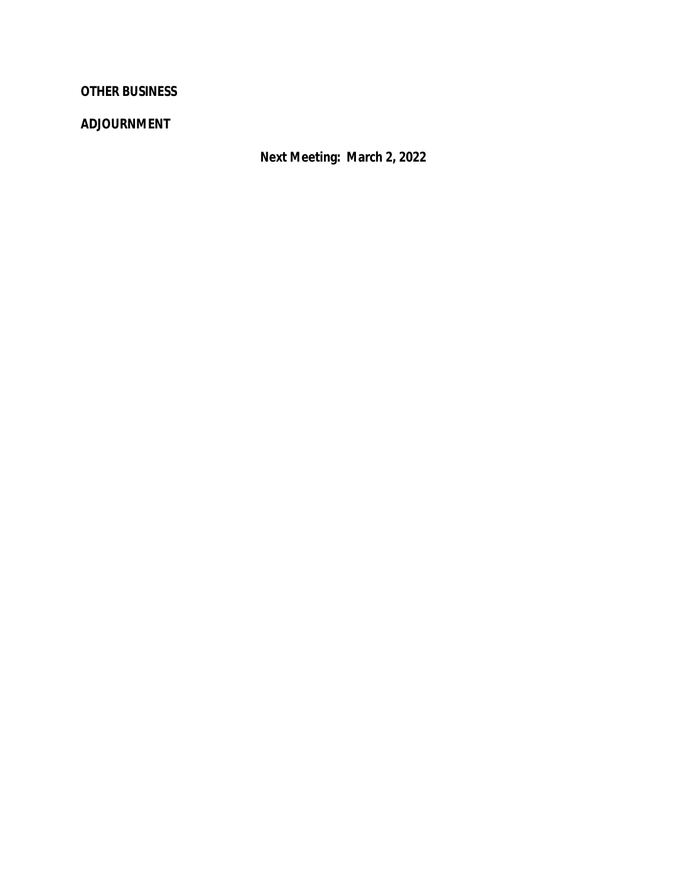**OTHER BUSINESS**

**ADJOURNMENT**

**Next Meeting: March 2, 2022**